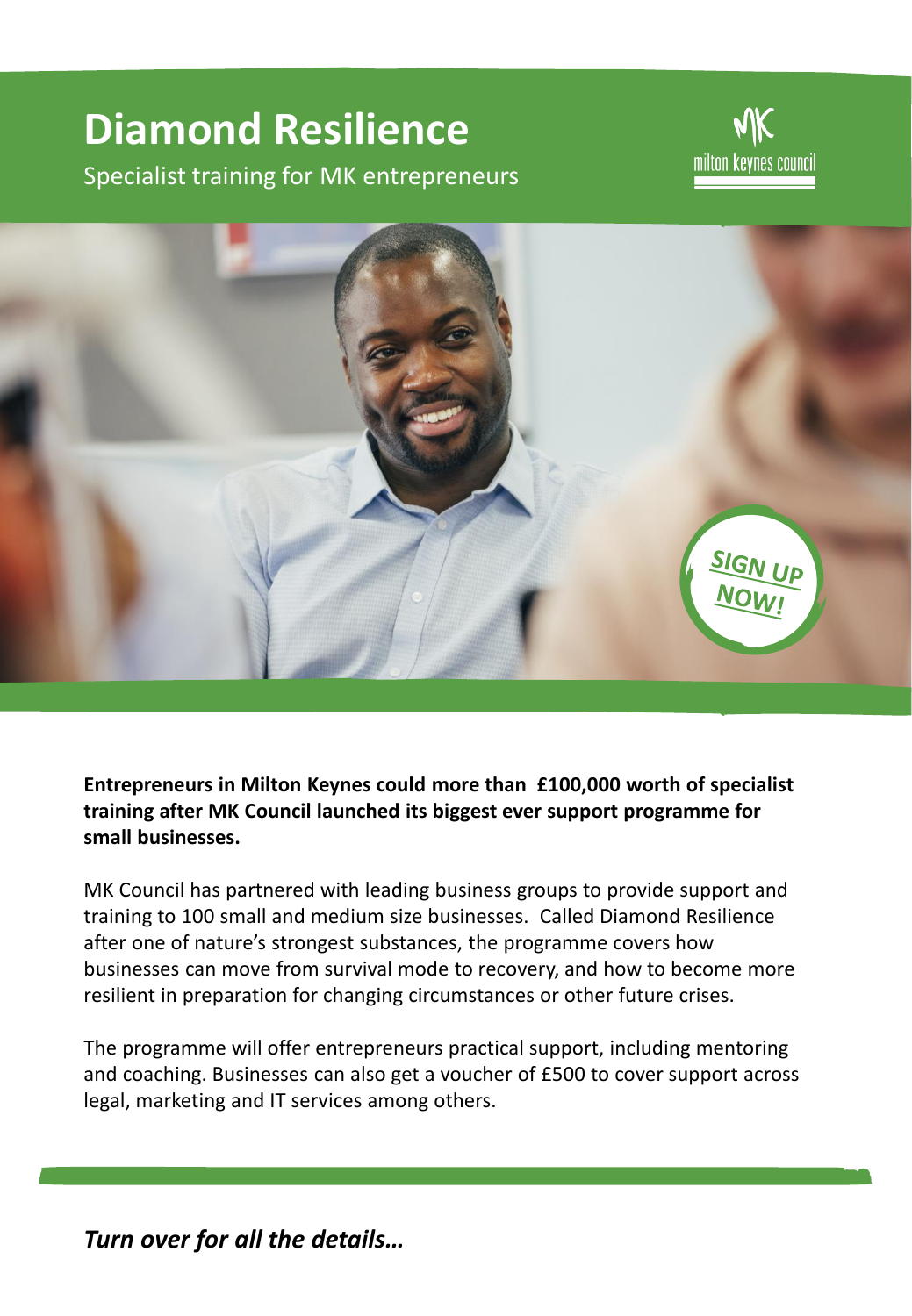# Diamond Resilience

Specialist training for MK entrepreneurs

milton keynes council

SIGN UP NOW!

**Entrepreneurs in Milton Keynes could more than £100,000 worth of specialist training after MK Council launched its biggest ever support programme for small businesses.**

MK Council has partnered with leading business groups to provide support and training to 100 small and medium size businesses. Called Diamond Resilience after one of nature's strongest substances, the programme covers how businesses can move from survival mode to recovery, and how to become more resilient in preparation for changing circumstances or other future crises.

The programme will offer entrepreneurs practical support, including mentoring and coaching. Businesses can also get a voucher of £500 to cover support across legal, marketing and IT services among others.

***Turn over for all the details…***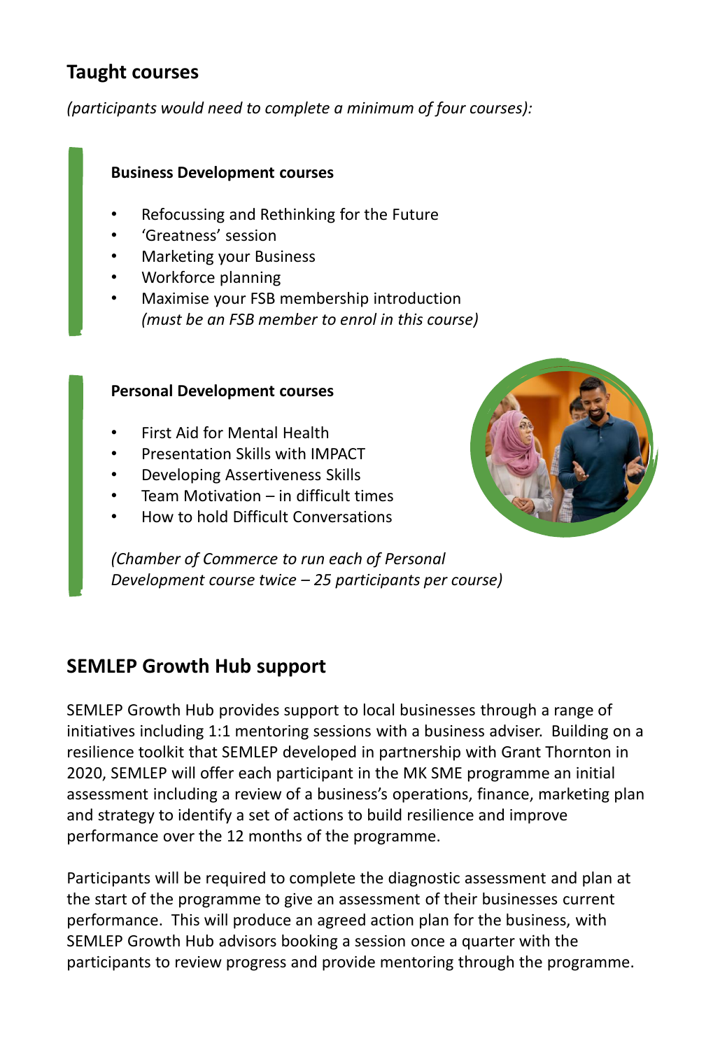## Taught courses

*(participants would need to complete a minimum of four courses):*

### Business Development courses

- Refocussing and Rethinking for the Future
- 'Greatness' session
- Marketing your Business
- Workforce planning
- Maximise your FSB membership introduction
  *(must be an FSB member to enrol in this course)*

### Personal Development courses

- First Aid for Mental Health
- Presentation Skills with IMPACT
- Developing Assertiveness Skills
- Team Motivation – in difficult times
- How to hold Difficult Conversations

*(Chamber of Commerce to run each of Personal Development course twice – 25 participants per course)*

## SEMLEP Growth Hub support

SEMLEP Growth Hub provides support to local businesses through a range of initiatives including 1:1 mentoring sessions with a business adviser. Building on a resilience toolkit that SEMLEP developed in partnership with Grant Thornton in 2020, SEMLEP will offer each participant in the MK SME programme an initial assessment including a review of a business's operations, finance, marketing plan and strategy to identify a set of actions to build resilience and improve performance over the 12 months of the programme.

Participants will be required to complete the diagnostic assessment and plan at the start of the programme to give an assessment of their businesses current performance. This will produce an agreed action plan for the business, with SEMLEP Growth Hub advisors booking a session once a quarter with the participants to review progress and provide mentoring through the programme.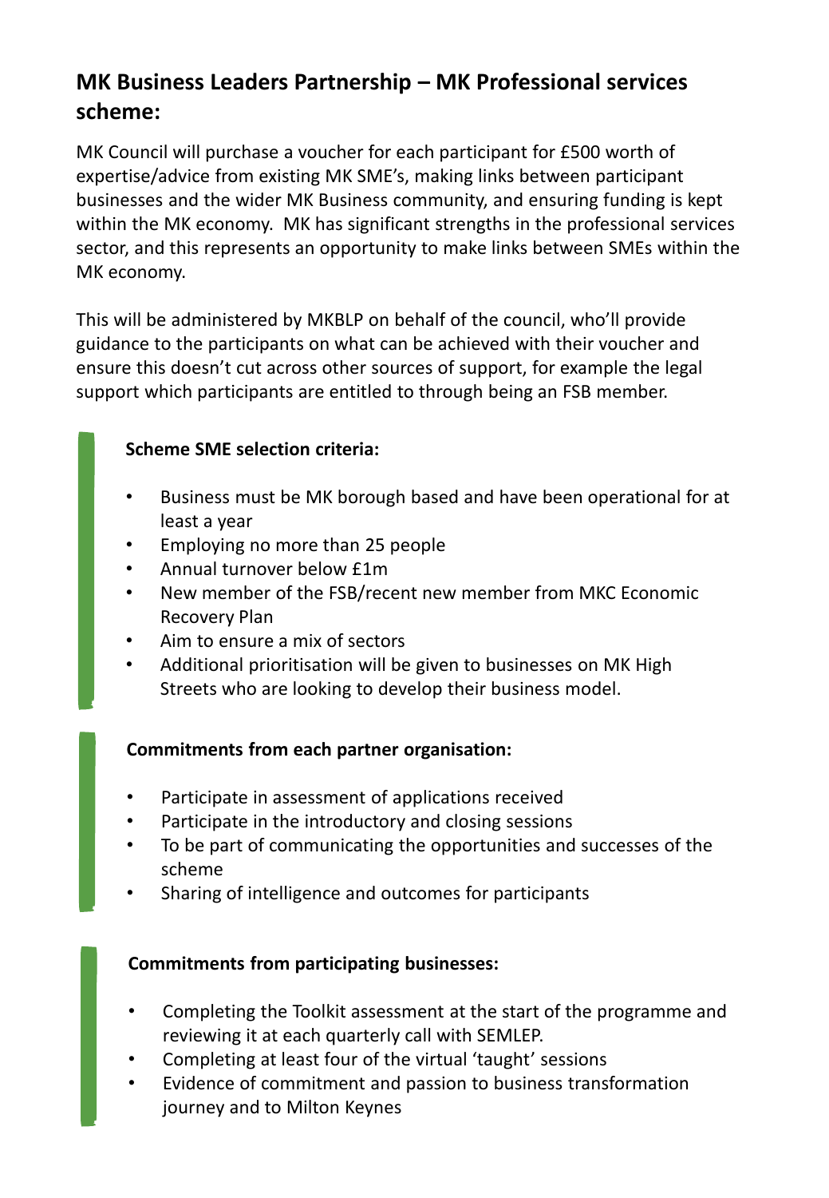## MK Business Leaders Partnership – MK Professional services scheme:

MK Council will purchase a voucher for each participant for £500 worth of expertise/advice from existing MK SME's, making links between participant businesses and the wider MK Business community, and ensuring funding is kept within the MK economy. MK has significant strengths in the professional services sector, and this represents an opportunity to make links between SMEs within the MK economy.

This will be administered by MKBLP on behalf of the council, who'll provide guidance to the participants on what can be achieved with their voucher and ensure this doesn't cut across other sources of support, for example the legal support which participants are entitled to through being an FSB member.

**Scheme SME selection criteria:**

- Business must be MK borough based and have been operational for at least a year
- Employing no more than 25 people
- Annual turnover below £1m
- New member of the FSB/recent new member from MKC Economic Recovery Plan
- Aim to ensure a mix of sectors
- Additional prioritisation will be given to businesses on MK High Streets who are looking to develop their business model.

**Commitments from each partner organisation:**

- Participate in assessment of applications received
- Participate in the introductory and closing sessions
- To be part of communicating the opportunities and successes of the scheme
- Sharing of intelligence and outcomes for participants

**Commitments from participating businesses:**

- Completing the Toolkit assessment at the start of the programme and reviewing it at each quarterly call with SEMLEP.
- Completing at least four of the virtual 'taught' sessions
- Evidence of commitment and passion to business transformation journey and to Milton Keynes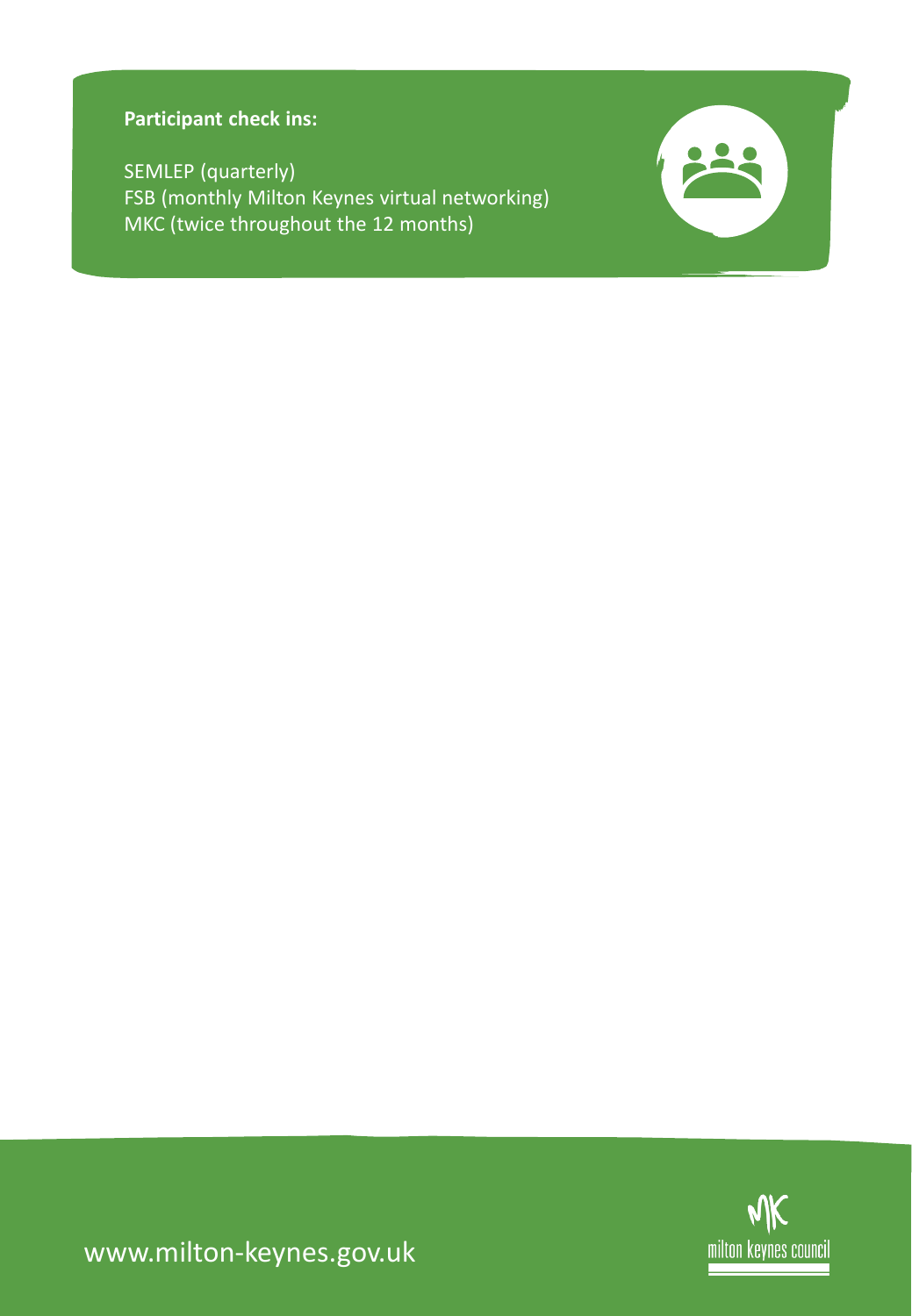**Participant check ins:**

SEMLEP (quarterly)
FSB (monthly Milton Keynes virtual networking)
MKC (twice throughout the 12 months)

www.milton-keynes.gov.uk

milton keynes council